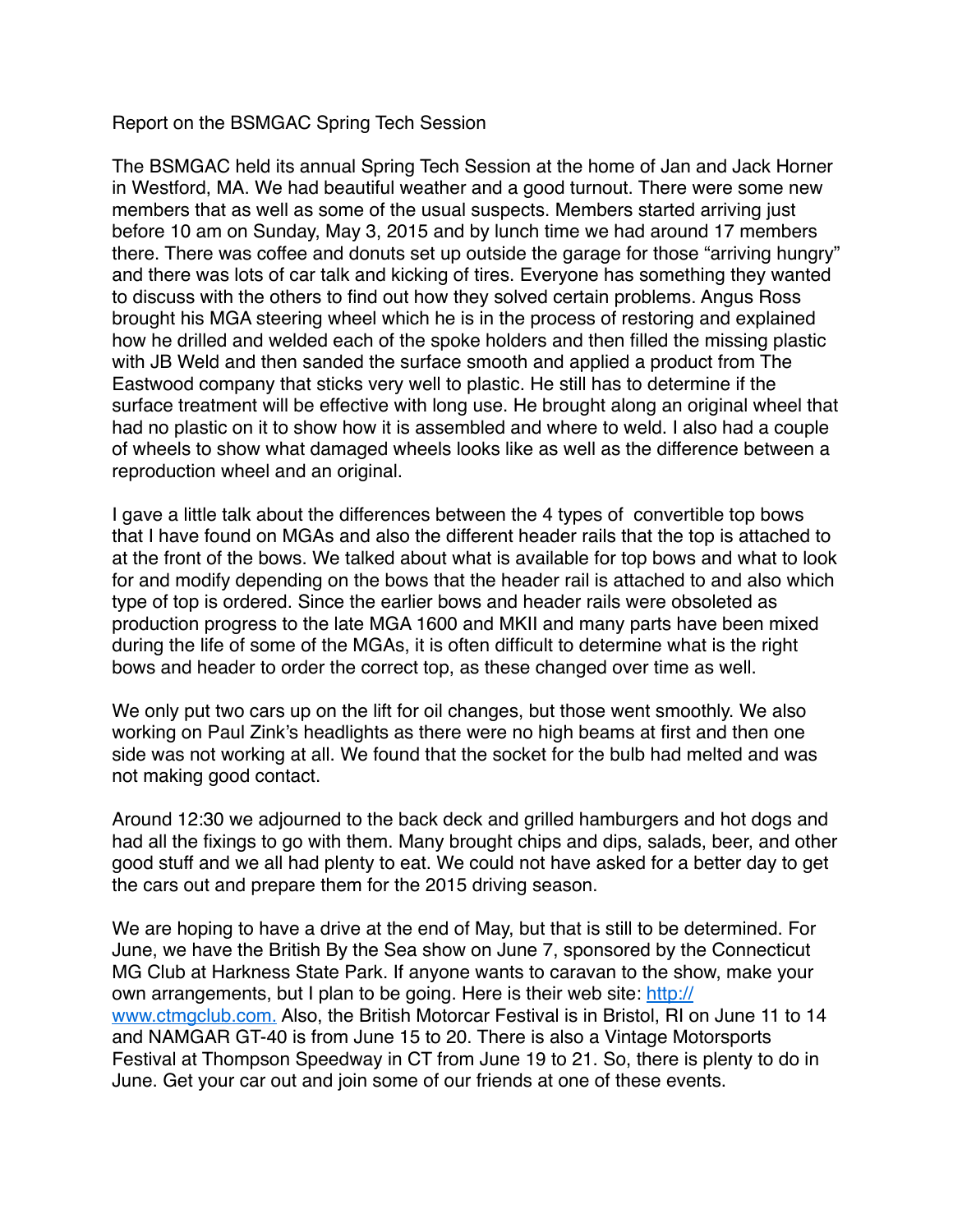Report on the BSMGAC Spring Tech Session

The BSMGAC held its annual Spring Tech Session at the home of Jan and Jack Horner in Westford, MA. We had beautiful weather and a good turnout. There were some new members that as well as some of the usual suspects. Members started arriving just before 10 am on Sunday, May 3, 2015 and by lunch time we had around 17 members there. There was coffee and donuts set up outside the garage for those "arriving hungry" and there was lots of car talk and kicking of tires. Everyone has something they wanted to discuss with the others to find out how they solved certain problems. Angus Ross brought his MGA steering wheel which he is in the process of restoring and explained how he drilled and welded each of the spoke holders and then filled the missing plastic with JB Weld and then sanded the surface smooth and applied a product from The Eastwood company that sticks very well to plastic. He still has to determine if the surface treatment will be effective with long use. He brought along an original wheel that had no plastic on it to show how it is assembled and where to weld. I also had a couple of wheels to show what damaged wheels looks like as well as the difference between a reproduction wheel and an original.

I gave a little talk about the differences between the 4 types of convertible top bows that I have found on MGAs and also the different header rails that the top is attached to at the front of the bows. We talked about what is available for top bows and what to look for and modify depending on the bows that the header rail is attached to and also which type of top is ordered. Since the earlier bows and header rails were obsoleted as production progress to the late MGA 1600 and MKII and many parts have been mixed during the life of some of the MGAs, it is often difficult to determine what is the right bows and header to order the correct top, as these changed over time as well.

We only put two cars up on the lift for oil changes, but those went smoothly. We also working on Paul Zink's headlights as there were no high beams at first and then one side was not working at all. We found that the socket for the bulb had melted and was not making good contact.

Around 12:30 we adjourned to the back deck and grilled hamburgers and hot dogs and had all the fixings to go with them. Many brought chips and dips, salads, beer, and other good stuff and we all had plenty to eat. We could not have asked for a better day to get the cars out and prepare them for the 2015 driving season.

We are hoping to have a drive at the end of May, but that is still to be determined. For June, we have the British By the Sea show on June 7, sponsored by the Connecticut MG Club at Harkness State Park. If anyone wants to caravan to the show, make your own arrangements, but I plan to be going. Here is their web site: [http://www.ctmgclub.com.](http://www.ctmgclub.com) Also, the British Motorcar Festival is in Bristol, RI on June 11 to 14 and NAMGAR GT-40 is from June 15 to 20. There is also a Vintage Motorsports Festival at Thompson Speedway in CT from June 19 to 21. So, there is plenty to do in June. Get your car out and join some of our friends at one of these events.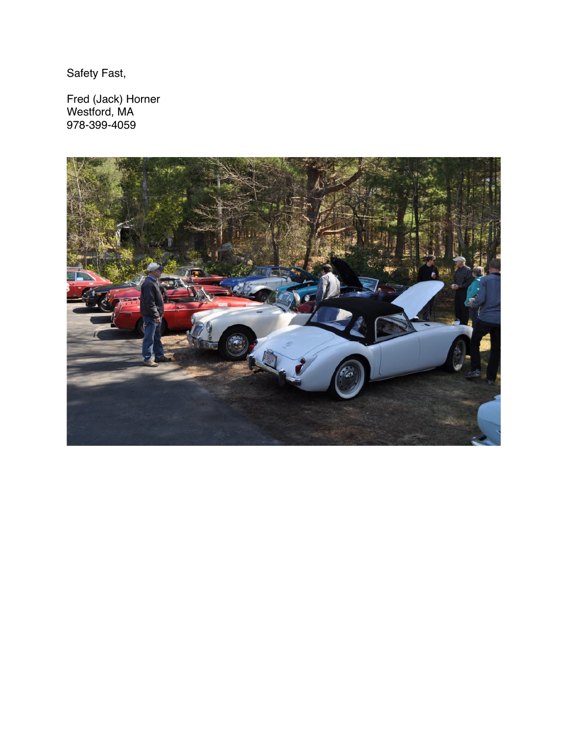Safety Fast,

Fred (Jack) Horner
Westford, MA
978-399-4059